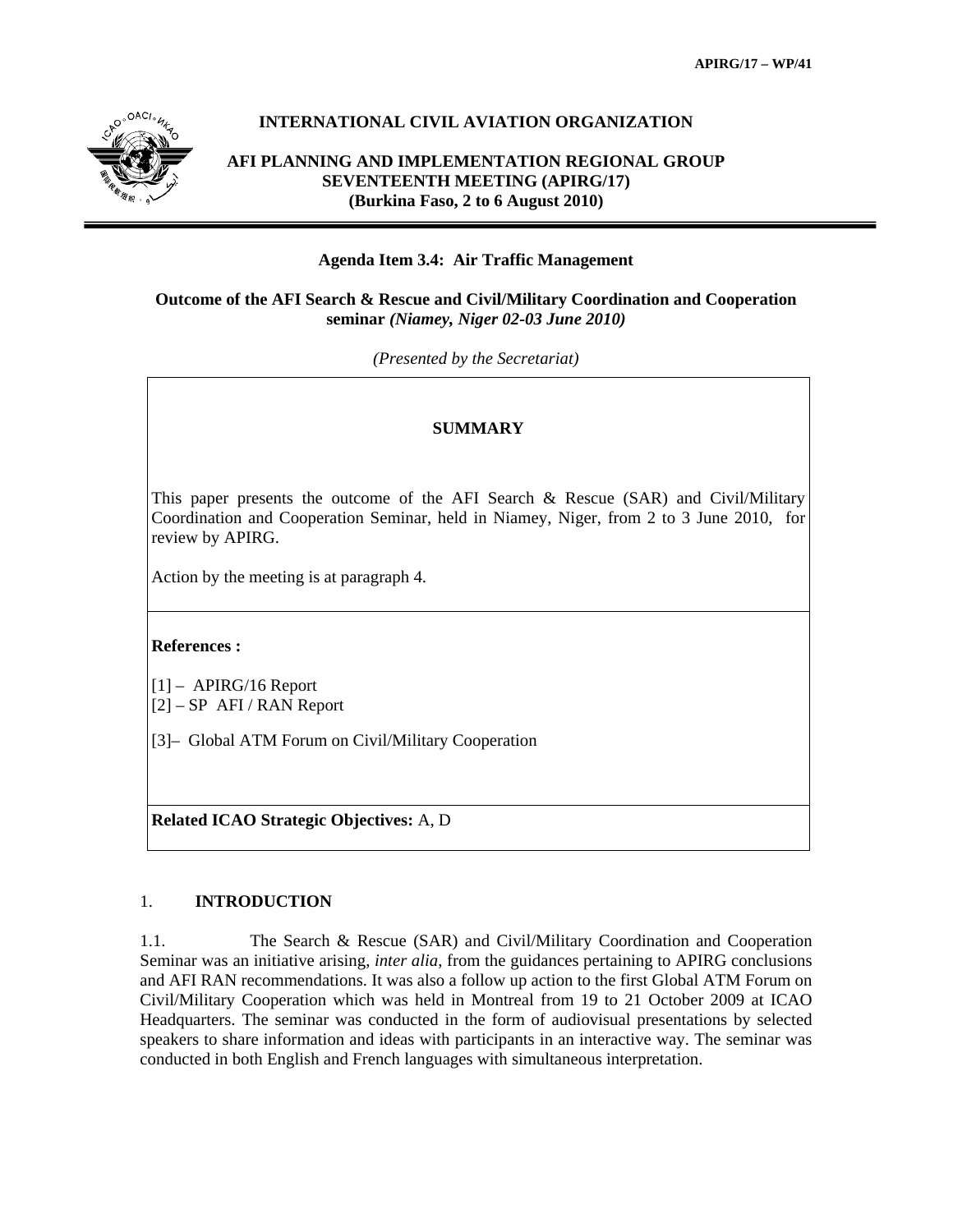APIRG/17 – WP/41

**INTERNATIONAL CIVIL AVIATION ORGANIZATION**

**AFI PLANNING AND IMPLEMENTATION REGIONAL GROUP SEVENTEENTH MEETING (APIRG/17) (Burkina Faso, 2 to 6 August 2010)**

**Agenda Item 3.4: Air Traffic Management**

**Outcome of the AFI Search & Rescue and Civil/Military Coordination and Cooperation seminar *(Niamey, Niger 02-03 June 2010)***

*(Presented by the Secretariat)*

**SUMMARY**

This paper presents the outcome of the AFI Search & Rescue (SAR) and Civil/Military Coordination and Cooperation Seminar, held in Niamey, Niger, from 2 to 3 June 2010, for review by APIRG.

Action by the meeting is at paragraph 4.

**References :**

[1] – APIRG/16 Report
[2] – SP AFI / RAN Report

[3]– Global ATM Forum on Civil/Military Cooperation

**Related ICAO Strategic Objectives:** A, D

## 1. INTRODUCTION

1.1. The Search & Rescue (SAR) and Civil/Military Coordination and Cooperation Seminar was an initiative arising, *inter alia*, from the guidances pertaining to APIRG conclusions and AFI RAN recommendations. It was also a follow up action to the first Global ATM Forum on Civil/Military Cooperation which was held in Montreal from 19 to 21 October 2009 at ICAO Headquarters. The seminar was conducted in the form of audiovisual presentations by selected speakers to share information and ideas with participants in an interactive way. The seminar was conducted in both English and French languages with simultaneous interpretation.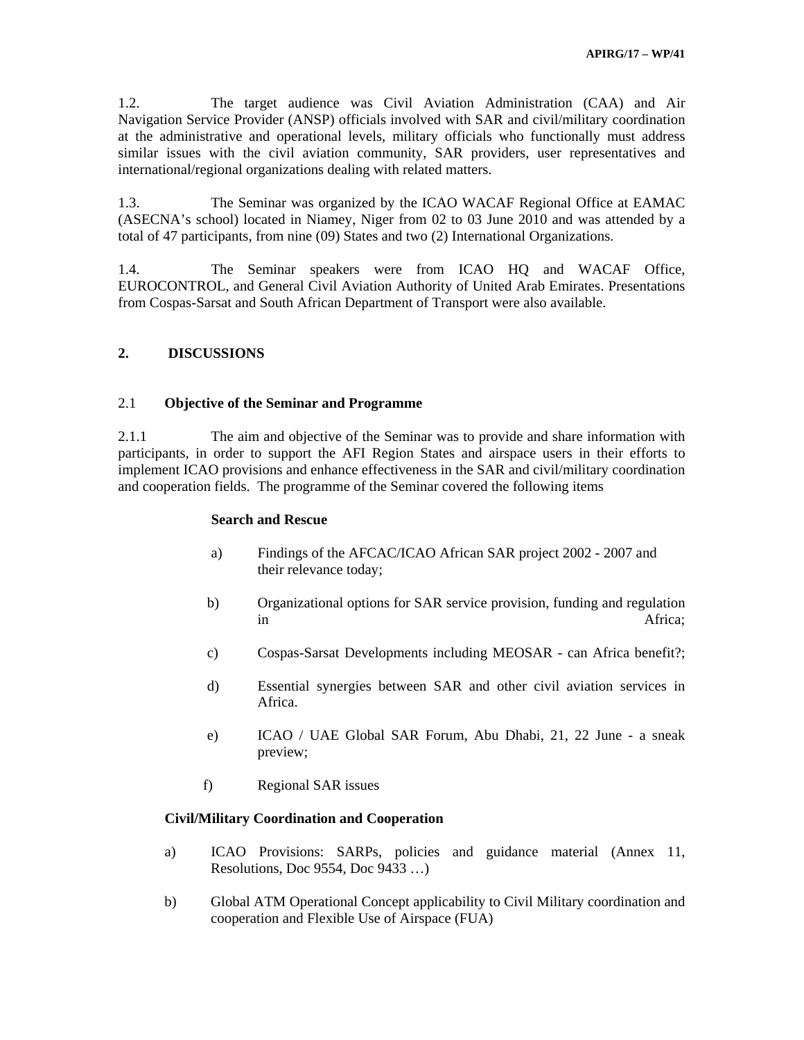1.2. The target audience was Civil Aviation Administration (CAA) and Air Navigation Service Provider (ANSP) officials involved with SAR and civil/military coordination at the administrative and operational levels, military officials who functionally must address similar issues with the civil aviation community, SAR providers, user representatives and international/regional organizations dealing with related matters.

1.3. The Seminar was organized by the ICAO WACAF Regional Office at EAMAC (ASECNA's school) located in Niamey, Niger from 02 to 03 June 2010 and was attended by a total of 47 participants, from nine (09) States and two (2) International Organizations.

1.4. The Seminar speakers were from ICAO HQ and WACAF Office, EUROCONTROL, and General Civil Aviation Authority of United Arab Emirates. Presentations from Cospas-Sarsat and South African Department of Transport were also available.

## 2. DISCUSSIONS

### 2.1 Objective of the Seminar and Programme

2.1.1 The aim and objective of the Seminar was to provide and share information with participants, in order to support the AFI Region States and airspace users in their efforts to implement ICAO provisions and enhance effectiveness in the SAR and civil/military coordination and cooperation fields. The programme of the Seminar covered the following items

**Search and Rescue**

a) Findings of the AFCAC/ICAO African SAR project 2002 - 2007 and their relevance today;

b) Organizational options for SAR service provision, funding and regulation in Africa;

c) Cospas-Sarsat Developments including MEOSAR - can Africa benefit?;

d) Essential synergies between SAR and other civil aviation services in Africa.

e) ICAO / UAE Global SAR Forum, Abu Dhabi, 21, 22 June - a sneak preview;

f) Regional SAR issues

**Civil/Military Coordination and Cooperation**

a) ICAO Provisions: SARPs, policies and guidance material (Annex 11, Resolutions, Doc 9554, Doc 9433 …)

b) Global ATM Operational Concept applicability to Civil Military coordination and cooperation and Flexible Use of Airspace (FUA)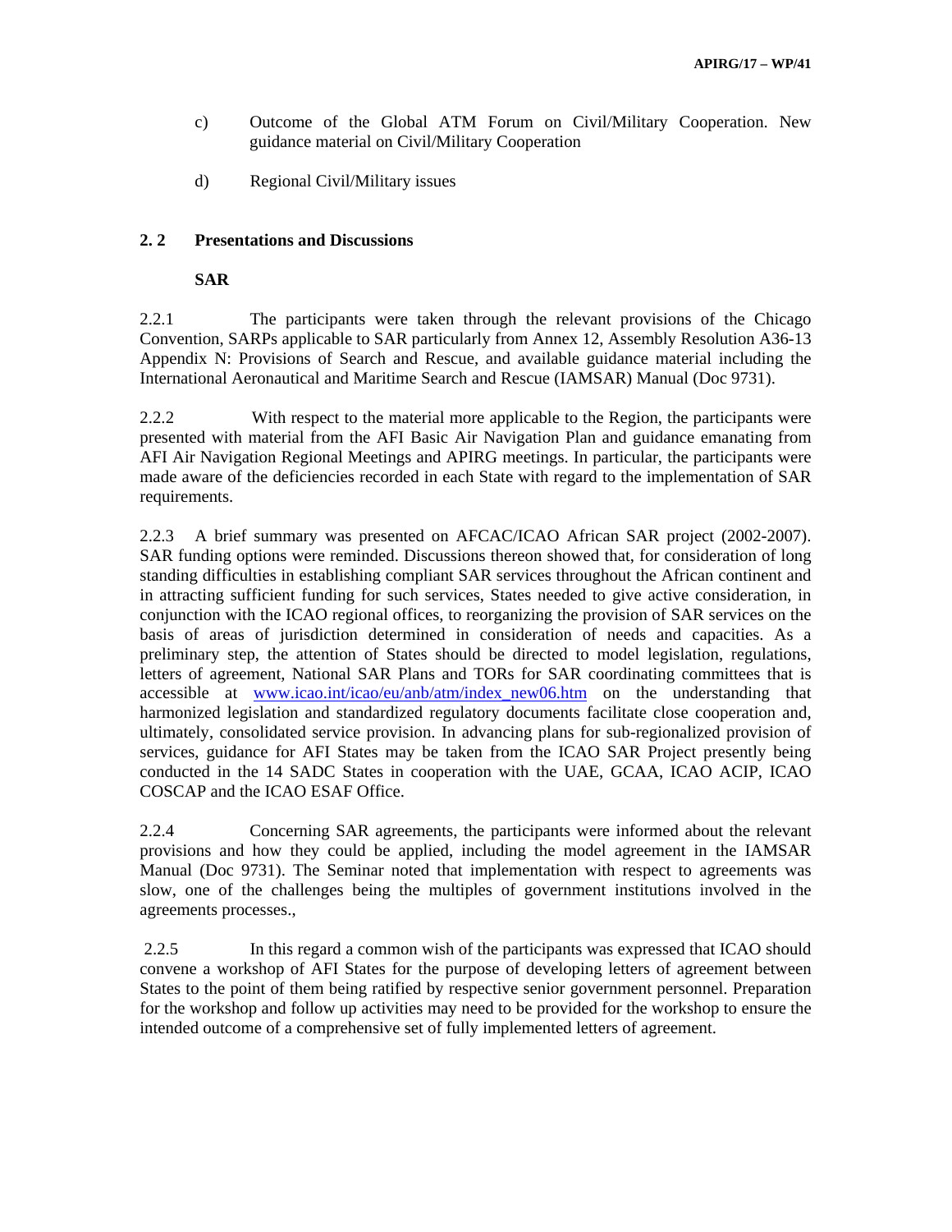c) Outcome of the Global ATM Forum on Civil/Military Cooperation. New guidance material on Civil/Military Cooperation

d) Regional Civil/Military issues

### 2. 2 Presentations and Discussions

**SAR**

2.2.1 The participants were taken through the relevant provisions of the Chicago Convention, SARPs applicable to SAR particularly from Annex 12, Assembly Resolution A36-13 Appendix N: Provisions of Search and Rescue, and available guidance material including the International Aeronautical and Maritime Search and Rescue (IAMSAR) Manual (Doc 9731).

2.2.2 With respect to the material more applicable to the Region, the participants were presented with material from the AFI Basic Air Navigation Plan and guidance emanating from AFI Air Navigation Regional Meetings and APIRG meetings. In particular, the participants were made aware of the deficiencies recorded in each State with regard to the implementation of SAR requirements.

2.2.3 A brief summary was presented on AFCAC/ICAO African SAR project (2002-2007). SAR funding options were reminded. Discussions thereon showed that, for consideration of long standing difficulties in establishing compliant SAR services throughout the African continent and in attracting sufficient funding for such services, States needed to give active consideration, in conjunction with the ICAO regional offices, to reorganizing the provision of SAR services on the basis of areas of jurisdiction determined in consideration of needs and capacities. As a preliminary step, the attention of States should be directed to model legislation, regulations, letters of agreement, National SAR Plans and TORs for SAR coordinating committees that is accessible at www.icao.int/icao/eu/anb/atm/index_new06.htm on the understanding that harmonized legislation and standardized regulatory documents facilitate close cooperation and, ultimately, consolidated service provision. In advancing plans for sub-regionalized provision of services, guidance for AFI States may be taken from the ICAO SAR Project presently being conducted in the 14 SADC States in cooperation with the UAE, GCAA, ICAO ACIP, ICAO COSCAP and the ICAO ESAF Office.

2.2.4 Concerning SAR agreements, the participants were informed about the relevant provisions and how they could be applied, including the model agreement in the IAMSAR Manual (Doc 9731). The Seminar noted that implementation with respect to agreements was slow, one of the challenges being the multiples of government institutions involved in the agreements processes.,

2.2.5 In this regard a common wish of the participants was expressed that ICAO should convene a workshop of AFI States for the purpose of developing letters of agreement between States to the point of them being ratified by respective senior government personnel. Preparation for the workshop and follow up activities may need to be provided for the workshop to ensure the intended outcome of a comprehensive set of fully implemented letters of agreement.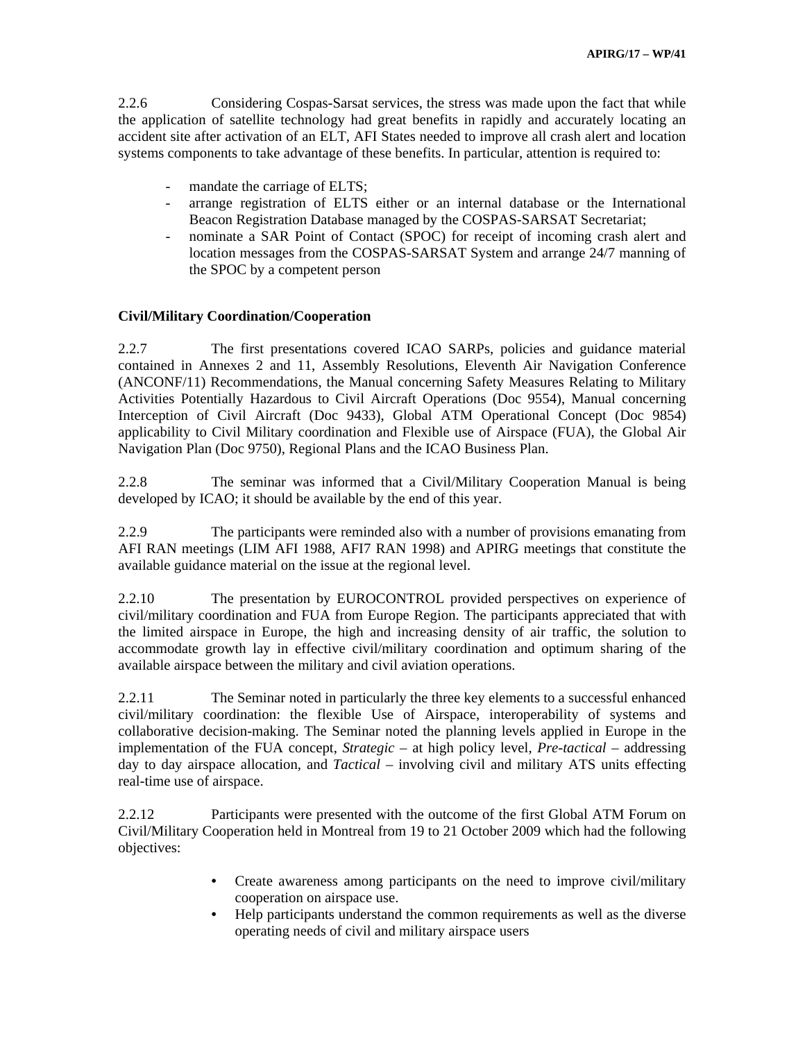2.2.6 Considering Cospas-Sarsat services, the stress was made upon the fact that while the application of satellite technology had great benefits in rapidly and accurately locating an accident site after activation of an ELT, AFI States needed to improve all crash alert and location systems components to take advantage of these benefits. In particular, attention is required to:

- mandate the carriage of ELTS;
- arrange registration of ELTS either or an internal database or the International Beacon Registration Database managed by the COSPAS-SARSAT Secretariat;
- nominate a SAR Point of Contact (SPOC) for receipt of incoming crash alert and location messages from the COSPAS-SARSAT System and arrange 24/7 manning of the SPOC by a competent person

**Civil/Military Coordination/Cooperation**

2.2.7 The first presentations covered ICAO SARPs, policies and guidance material contained in Annexes 2 and 11, Assembly Resolutions, Eleventh Air Navigation Conference (ANCONF/11) Recommendations, the Manual concerning Safety Measures Relating to Military Activities Potentially Hazardous to Civil Aircraft Operations (Doc 9554), Manual concerning Interception of Civil Aircraft (Doc 9433), Global ATM Operational Concept (Doc 9854) applicability to Civil Military coordination and Flexible use of Airspace (FUA), the Global Air Navigation Plan (Doc 9750), Regional Plans and the ICAO Business Plan.

2.2.8 The seminar was informed that a Civil/Military Cooperation Manual is being developed by ICAO; it should be available by the end of this year.

2.2.9 The participants were reminded also with a number of provisions emanating from AFI RAN meetings (LIM AFI 1988, AFI7 RAN 1998) and APIRG meetings that constitute the available guidance material on the issue at the regional level.

2.2.10 The presentation by EUROCONTROL provided perspectives on experience of civil/military coordination and FUA from Europe Region. The participants appreciated that with the limited airspace in Europe, the high and increasing density of air traffic, the solution to accommodate growth lay in effective civil/military coordination and optimum sharing of the available airspace between the military and civil aviation operations.

2.2.11 The Seminar noted in particularly the three key elements to a successful enhanced civil/military coordination: the flexible Use of Airspace, interoperability of systems and collaborative decision-making. The Seminar noted the planning levels applied in Europe in the implementation of the FUA concept, *Strategic* – at high policy level, *Pre-tactical* – addressing day to day airspace allocation, and *Tactical* – involving civil and military ATS units effecting real-time use of airspace.

2.2.12 Participants were presented with the outcome of the first Global ATM Forum on Civil/Military Cooperation held in Montreal from 19 to 21 October 2009 which had the following objectives:

- Create awareness among participants on the need to improve civil/military cooperation on airspace use.
- Help participants understand the common requirements as well as the diverse operating needs of civil and military airspace users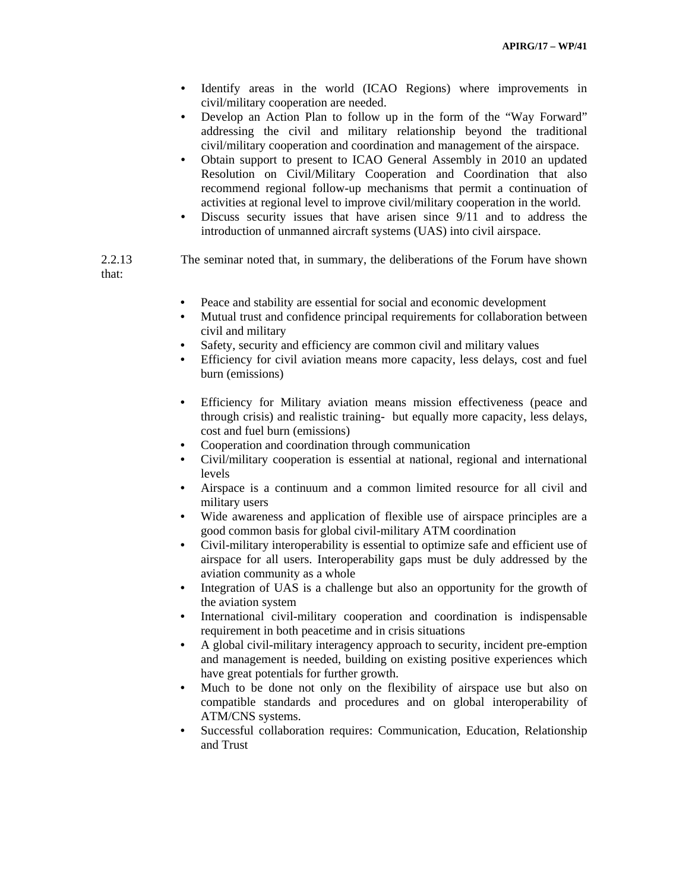- Identify areas in the world (ICAO Regions) where improvements in civil/military cooperation are needed.
- Develop an Action Plan to follow up in the form of the "Way Forward" addressing the civil and military relationship beyond the traditional civil/military cooperation and coordination and management of the airspace.
- Obtain support to present to ICAO General Assembly in 2010 an updated Resolution on Civil/Military Cooperation and Coordination that also recommend regional follow-up mechanisms that permit a continuation of activities at regional level to improve civil/military cooperation in the world.
- Discuss security issues that have arisen since 9/11 and to address the introduction of unmanned aircraft systems (UAS) into civil airspace.

2.2.13 The seminar noted that, in summary, the deliberations of the Forum have shown that:

- Peace and stability are essential for social and economic development
- Mutual trust and confidence principal requirements for collaboration between civil and military
- Safety, security and efficiency are common civil and military values
- Efficiency for civil aviation means more capacity, less delays, cost and fuel burn (emissions)
- Efficiency for Military aviation means mission effectiveness (peace and through crisis) and realistic training- but equally more capacity, less delays, cost and fuel burn (emissions)
- Cooperation and coordination through communication
- Civil/military cooperation is essential at national, regional and international levels
- Airspace is a continuum and a common limited resource for all civil and military users
- Wide awareness and application of flexible use of airspace principles are a good common basis for global civil-military ATM coordination
- Civil-military interoperability is essential to optimize safe and efficient use of airspace for all users. Interoperability gaps must be duly addressed by the aviation community as a whole
- Integration of UAS is a challenge but also an opportunity for the growth of the aviation system
- International civil-military cooperation and coordination is indispensable requirement in both peacetime and in crisis situations
- A global civil-military interagency approach to security, incident pre-emption and management is needed, building on existing positive experiences which have great potentials for further growth.
- Much to be done not only on the flexibility of airspace use but also on compatible standards and procedures and on global interoperability of ATM/CNS systems.
- Successful collaboration requires: Communication, Education, Relationship and Trust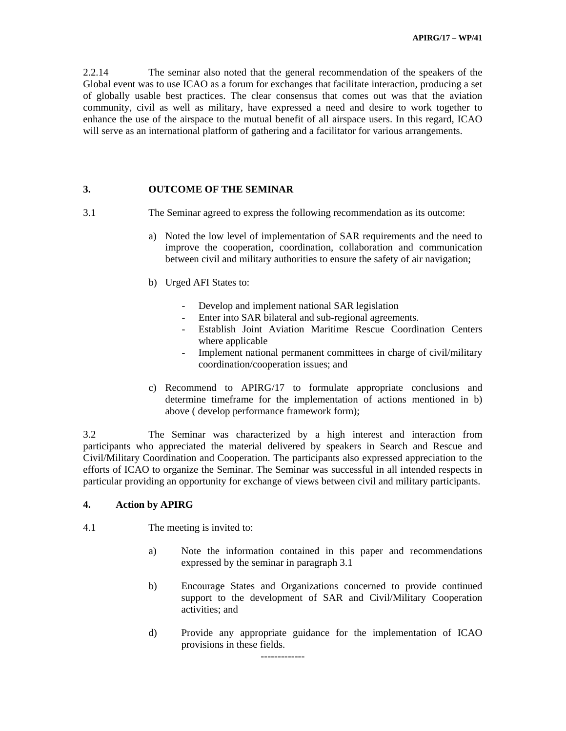2.2.14 The seminar also noted that the general recommendation of the speakers of the Global event was to use ICAO as a forum for exchanges that facilitate interaction, producing a set of globally usable best practices. The clear consensus that comes out was that the aviation community, civil as well as military, have expressed a need and desire to work together to enhance the use of the airspace to the mutual benefit of all airspace users. In this regard, ICAO will serve as an international platform of gathering and a facilitator for various arrangements.

## 3. OUTCOME OF THE SEMINAR

3.1 The Seminar agreed to express the following recommendation as its outcome:

a) Noted the low level of implementation of SAR requirements and the need to improve the cooperation, coordination, collaboration and communication between civil and military authorities to ensure the safety of air navigation;

b) Urged AFI States to:

- Develop and implement national SAR legislation
- Enter into SAR bilateral and sub-regional agreements.
- Establish Joint Aviation Maritime Rescue Coordination Centers where applicable
- Implement national permanent committees in charge of civil/military coordination/cooperation issues; and

c) Recommend to APIRG/17 to formulate appropriate conclusions and determine timeframe for the implementation of actions mentioned in b) above ( develop performance framework form);

3.2 The Seminar was characterized by a high interest and interaction from participants who appreciated the material delivered by speakers in Search and Rescue and Civil/Military Coordination and Cooperation. The participants also expressed appreciation to the efforts of ICAO to organize the Seminar. The Seminar was successful in all intended respects in particular providing an opportunity for exchange of views between civil and military participants.

## 4. Action by APIRG

4.1 The meeting is invited to:

a) Note the information contained in this paper and recommendations expressed by the seminar in paragraph 3.1

b) Encourage States and Organizations concerned to provide continued support to the development of SAR and Civil/Military Cooperation activities; and

d) Provide any appropriate guidance for the implementation of ICAO provisions in these fields.

-------------